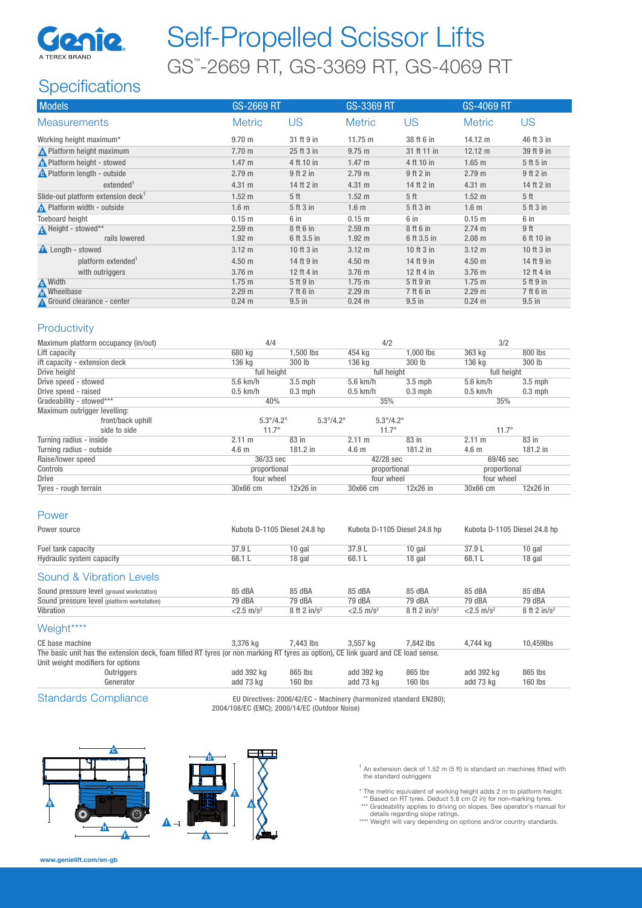# Self-Propelled Scissor Lifts

## GS™-2669 RT, GS-3369 RT, GS-4069 RT

## Specifications

| Models | GS-2669 RT | | GS-3369 RT | | GS-4069 RT | |
|---|---|---|---|---|---|---|
| **Measurements** | **Metric** | **US** | **Metric** | **US** | **Metric** | **US** |
| Working height maximum* | 9.70 m | 31 ft 9 in | 11.75 m | 38 ft 6 in | 14.12 m | 46 ft 3 in |
| A Platform height maximum | 7.70 m | 25 ft 3 in | 9.75 m | 31 ft 11 in | 12.12 m | 39 ft 9 in |
| B Platform height - stowed | 1.47 m | 4 ft 10 in | 1.47 m | 4 ft 10 in | 1.65 m | 5 ft 5 in |
| C Platform length - outside | 2.79 m | 9 ft 2 in | 2.79 m | 9 ft 2 in | 2.79 m | 9 ft 2 in |
| extended[1] | 4.31 m | 14 ft 2 in | 4.31 m | 14 ft 2 in | 4.31 m | 14 ft 2 in |
| Slide-out platform extension deck[1] | 1.52 m | 5 ft | 1.52 m | 5 ft | 1.52 m | 5 ft |
| D Platform width - outside | 1.6 m | 5 ft 3 in | 1.6 m | 5 ft 3 in | 1.6 m | 5 ft 3 in |
| Toeboard height | 0.15 m | 6 in | 0.15 m | 6 in | 0.15 m | 6 in |
| E Height - stowed** | 2.59 m | 8 ft 6 in | 2.59 m | 8 ft 6 in | 2.74 m | 9 ft |
| rails lowered | 1.92 m | 6 ft 3.5 in | 1.92 m | 6 ft 3.5 in | 2.08 m | 6 ft 10 in |
| F Length - stowed | 3.12 m | 10 ft 3 in | 3.12 m | 10 ft 3 in | 3.12 m | 10 ft 3 in |
| platform extended[1] | 4.50 m | 14 ft 9 in | 4.50 m | 14 ft 9 in | 4.50 m | 14 ft 9 in |
| with outriggers | 3.76 m | 12 ft 4 in | 3.76 m | 12 ft 4 in | 3.76 m | 12 ft 4 in |
| G Width | 1.75 m | 5 ft 9 in | 1.75 m | 5 ft 9 in | 1.75 m | 5 ft 9 in |
| H Wheelbase | 2.29 m | 7 ft 6 in | 2.29 m | 7 ft 6 in | 2.29 m | 7 ft 6 in |
| I Ground clearance - center | 0.24 m | 9.5 in | 0.24 m | 9.5 in | 0.24 m | 9.5 in |

### Productivity

| | GS-2669 RT | | GS-3369 RT | | GS-4069 RT | |
|---|---|---|---|---|---|---|
| Maximum platform occupancy (in/out) | 4/4 | | 4/2 | | 3/2 | |
| Lift capacity | 680 kg | 1,500 lbs | 454 kg | 1,000 lbs | 363 kg | 800 lbs |
| ift capacity - extension deck | 136 kg | 300 lb | 136 kg | 300 lb | 136 kg | 300 lb |
| Drive height | full height | | full height | | full height | |
| Drive speed - stowed | 5.6 km/h | 3.5 mph | 5.6 km/h | 3.5 mph | 5.6 km/h | 3.5 mph |
| Drive speed - raised | 0.5 km/h | 0.3 mph | 0.5 km/h | 0.3 mph | 0.5 km/h | 0.3 mph |
| Gradeability - stowed*** | 40% | | 35% | | 35% | |
| Maximum outrigger levelling: | | | | | | |
| front/back uphill | 5.3°/4.2° | 5.3°/4.2° | 5.3°/4.2° | | | |
| side to side | 11.7° | | 11.7° | | 11.7° | |
| Turning radius - inside | 2.11 m | 83 in | 2.11 m | 83 in | 2.11 m | 83 in |
| Turning radius - outside | 4.6 m | 181.2 in | 4.6 m | 181.2 in | 4.6 m | 181.2 in |
| Raise/lower speed | 36/33 sec | | 42/28 sec | | 69/46 sec | |
| Controls | proportional | | proportional | | proportional | |
| Drive | four wheel | | four wheel | | four wheel | |
| Tyres - rough terrain | 30x66 cm | 12x26 in | 30x66 cm | 12x26 in | 30x66 cm | 12x26 in |

### Power

| | GS-2669 RT | | GS-3369 RT | | GS-4069 RT | |
|---|---|---|---|---|---|---|
| Power source | Kubota D-1105 Diesel 24.8 hp | | Kubota D-1105 Diesel 24.8 hp | | Kubota D-1105 Diesel 24.8 hp | |
| Fuel tank capacity | 37.9 L | 10 gal | 37.9 L | 10 gal | 37.9 L | 10 gal |
| Hydraulic system capacity | 68.1 L | 18 gal | 68.1 L | 18 gal | 68.1 L | 18 gal |

### Sound & Vibration Levels

| | GS-2669 RT | | GS-3369 RT | | GS-4069 RT | |
|---|---|---|---|---|---|---|
| Sound pressure level (ground workstation) | 85 dBA | 85 dBA | 85 dBA | 85 dBA | 85 dBA | 85 dBA |
| Sound pressure level (platform workstation) | 79 dBA | 79 dBA | 79 dBA | 79 dBA | 79 dBA | 79 dBA |
| Vibration | <2.5 m/s² | 8 ft 2 in/s² | <2.5 m/s² | 8 ft 2 in/s² | <2.5 m/s² | 8 ft 2 in/s² |

### Weight****

| | GS-2669 RT | | GS-3369 RT | | GS-4069 RT | |
|---|---|---|---|---|---|---|
| CE base machine | 3,376 kg | 7,443 lbs | 3,557 kg | 7,842 lbs | 4,744 kg | 10,459lbs |

The basic unit has the extension deck, foam filled RT tyres (or non marking RT tyres as option), CE link guard and CE load sense.

| Unit weight modifiers for options | | | | | | |
|---|---|---|---|---|---|---|
| Outriggers | add 392 kg | 865 lbs | add 392 kg | 865 lbs | add 392 kg | 865 lbs |
| Generator | add 73 kg | 160 lbs | add 73 kg | 160 lbs | add 73 kg | 160 lbs |

### Standards Compliance

EU Directives: 2006/42/EC - Machinery (harmonized standard EN280); 2004/108/EC (EMC); 2000/14/EC (Outdoor Noise)

[1] An extension deck of 1.52 m (5 ft) is standard on machines fitted with the standard outriggers

\* The metric equivalent of working height adds 2 m to platform height.
\*\* Based on RT tyres. Deduct 5.8 cm (2 in) for non-marking tyres.
\*\*\* Gradeability applies to driving on slopes. See operator's manual for details regarding slope ratings.
\*\*\*\* Weight will vary depending on options and/or country standards.

www.genielift.com/en-gb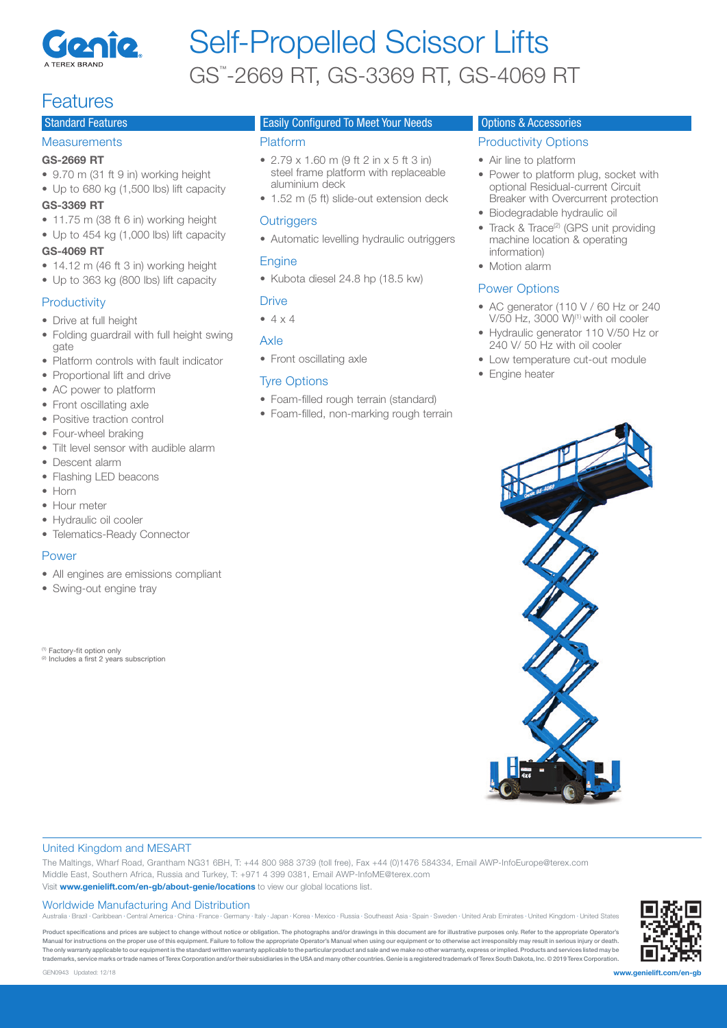# Self-Propelled Scissor Lifts

## GS™-2669 RT, GS-3369 RT, GS-4069 RT

# Features

## Standard Features

### Measurements

**GS-2669 RT**

- 9.70 m (31 ft 9 in) working height
- Up to 680 kg (1,500 lbs) lift capacity

**GS-3369 RT**

- 11.75 m (38 ft 6 in) working height
- Up to 454 kg (1,000 lbs) lift capacity

**GS-4069 RT**

- 14.12 m (46 ft 3 in) working height
- Up to 363 kg (800 lbs) lift capacity

### Productivity

- Drive at full height
- Folding guardrail with full height swing gate
- Platform controls with fault indicator
- Proportional lift and drive
- AC power to platform
- Front oscillating axle
- Positive traction control
- Four-wheel braking
- Tilt level sensor with audible alarm
- Descent alarm
- Flashing LED beacons
- Horn
- Hour meter
- Hydraulic oil cooler
- Telematics-Ready Connector

### Power

- All engines are emissions compliant
- Swing-out engine tray

[1] Factory-fit option only
[2] Includes a first 2 years subscription

## Easily Configured To Meet Your Needs

### Platform

- 2.79 x 1.60 m (9 ft 2 in x 5 ft 3 in) steel frame platform with replaceable aluminium deck
- 1.52 m (5 ft) slide-out extension deck

### Outriggers

- Automatic levelling hydraulic outriggers

### Engine

- Kubota diesel 24.8 hp (18.5 kw)

### Drive

- 4 x 4

### Axle

- Front oscillating axle

### Tyre Options

- Foam-filled rough terrain (standard)
- Foam-filled, non-marking rough terrain

## Options & Accessories

### Productivity Options

- Air line to platform
- Power to platform plug, socket with optional Residual-current Circuit Breaker with Overcurrent protection
- Biodegradable hydraulic oil
- Track & Trace[2] (GPS unit providing machine location & operating information)
- Motion alarm

### Power Options

- AC generator (110 V / 60 Hz or 240 V/50 Hz, 3000 W)[1] with oil cooler
- Hydraulic generator 110 V/50 Hz or 240 V/ 50 Hz with oil cooler
- Low temperature cut-out module
- Engine heater

### United Kingdom and MESART

The Maltings, Wharf Road, Grantham NG31 6BH, T: +44 800 988 3739 (toll free), Fax +44 (0)1476 584334, Email AWP-InfoEurope@terex.com
Middle East, Southern Africa, Russia and Turkey, T: +971 4 399 0381, Email AWP-InfoME@terex.com
Visit **www.genielift.com/en-gb/about-genie/locations** to view our global locations list.

### Worldwide Manufacturing And Distribution

Australia · Brazil · Caribbean · Central America · China · France · Germany · Italy · Japan · Korea · Mexico · Russia · Southeast Asia · Spain · Sweden · United Arab Emirates · United Kingdom · United States

Product specifications and prices are subject to change without notice or obligation. The photographs and/or drawings in this document are for illustrative purposes only. Refer to the appropriate Operator's Manual for instructions on the proper use of this equipment. Failure to follow the appropriate Operator's Manual when using our equipment or to otherwise act irresponsibly may result in serious injury or death. The only warranty applicable to our equipment is the standard written warranty applicable to the particular product and sale and we make no other warranty, express or implied. Products and services listed may be trademarks, service marks or trade names of Terex Corporation and/or their subsidiaries in the USA and many other countries. Genie is a registered trademark of Terex South Dakota, Inc. © 2019 Terex Corporation.

GEN0943 Updated: 12/18

**www.genielift.com/en-gb**